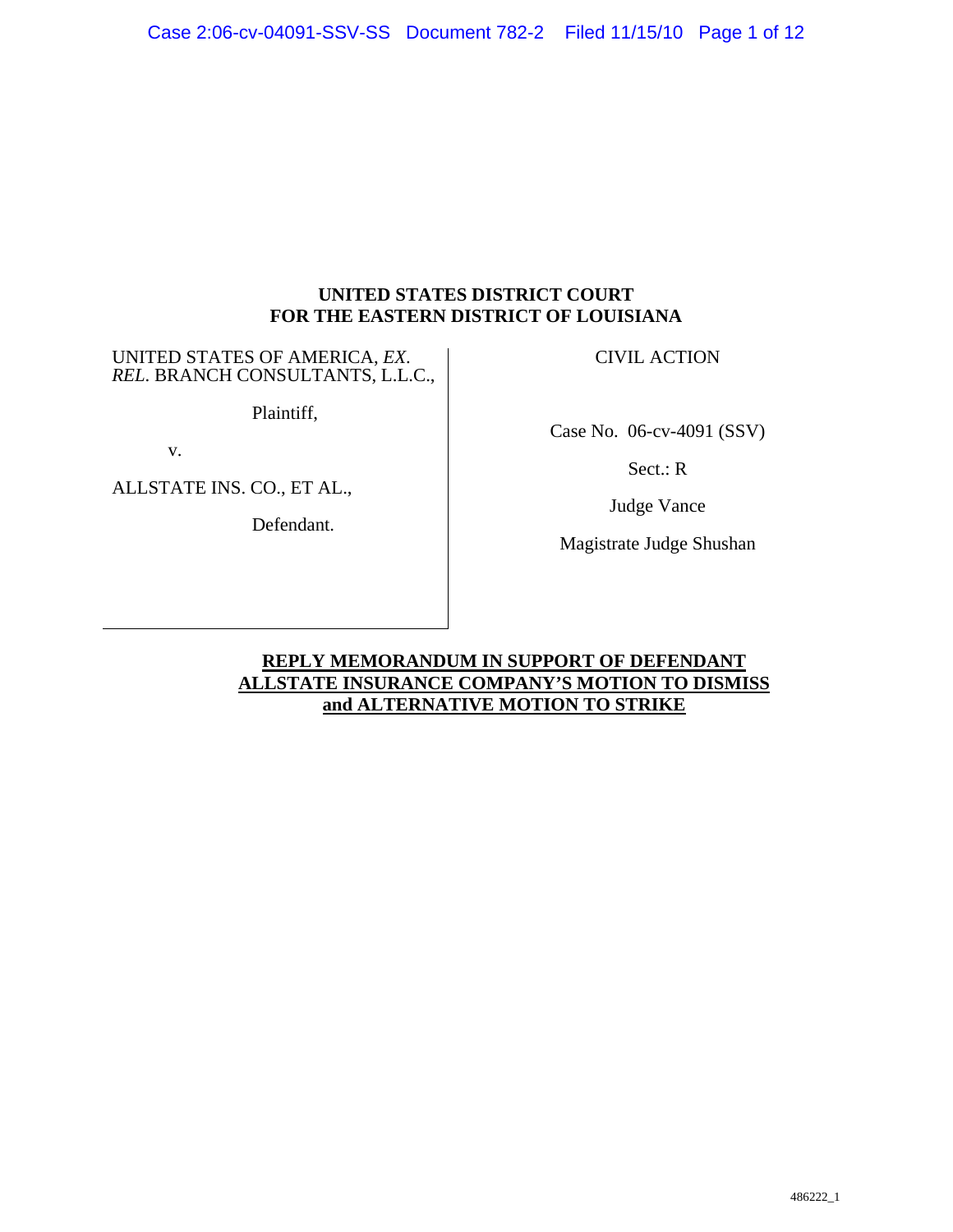**UNITED STATES DISTRICT COURT**
**FOR THE EASTERN DISTRICT OF LOUISIANA**

| | |
|---|---|
| UNITED STATES OF AMERICA, *EX. REL*. BRANCH CONSULTANTS, L.L.C., | CIVIL ACTION |
| Plaintiff, | Case No. 06-cv-4091 (SSV) |
| v. | Sect.: R |
| ALLSTATE INS. CO., ET AL., | Judge Vance |
| Defendant. | Magistrate Judge Shushan |

**REPLY MEMORANDUM IN SUPPORT OF DEFENDANT ALLSTATE INSURANCE COMPANY'S MOTION TO DISMISS and ALTERNATIVE MOTION TO STRIKE**

486222_1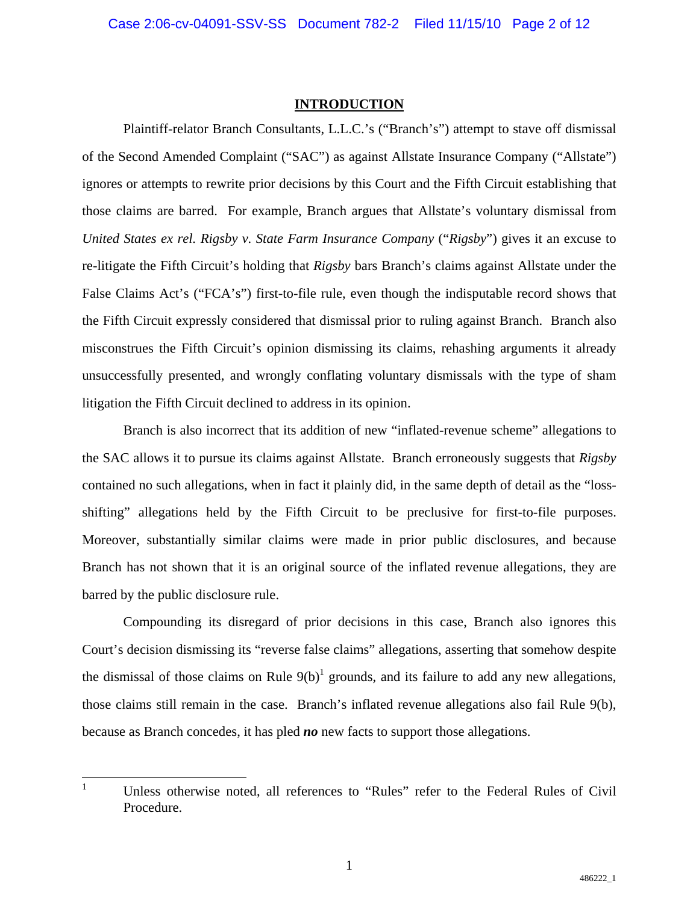## INTRODUCTION

Plaintiff-relator Branch Consultants, L.L.C.'s ("Branch's") attempt to stave off dismissal of the Second Amended Complaint ("SAC") as against Allstate Insurance Company ("Allstate") ignores or attempts to rewrite prior decisions by this Court and the Fifth Circuit establishing that those claims are barred. For example, Branch argues that Allstate's voluntary dismissal from *United States ex rel. Rigsby v. State Farm Insurance Company* ("*Rigsby*") gives it an excuse to re-litigate the Fifth Circuit's holding that *Rigsby* bars Branch's claims against Allstate under the False Claims Act's ("FCA's") first-to-file rule, even though the indisputable record shows that the Fifth Circuit expressly considered that dismissal prior to ruling against Branch. Branch also misconstrues the Fifth Circuit's opinion dismissing its claims, rehashing arguments it already unsuccessfully presented, and wrongly conflating voluntary dismissals with the type of sham litigation the Fifth Circuit declined to address in its opinion.

Branch is also incorrect that its addition of new "inflated-revenue scheme" allegations to the SAC allows it to pursue its claims against Allstate. Branch erroneously suggests that *Rigsby* contained no such allegations, when in fact it plainly did, in the same depth of detail as the "loss-shifting" allegations held by the Fifth Circuit to be preclusive for first-to-file purposes. Moreover, substantially similar claims were made in prior public disclosures, and because Branch has not shown that it is an original source of the inflated revenue allegations, they are barred by the public disclosure rule.

Compounding its disregard of prior decisions in this case, Branch also ignores this Court's decision dismissing its "reverse false claims" allegations, asserting that somehow despite the dismissal of those claims on Rule 9(b)[1] grounds, and its failure to add any new allegations, those claims still remain in the case. Branch's inflated revenue allegations also fail Rule 9(b), because as Branch concedes, it has pled ***no*** new facts to support those allegations.

---

[1] Unless otherwise noted, all references to "Rules" refer to the Federal Rules of Civil Procedure.

486222_1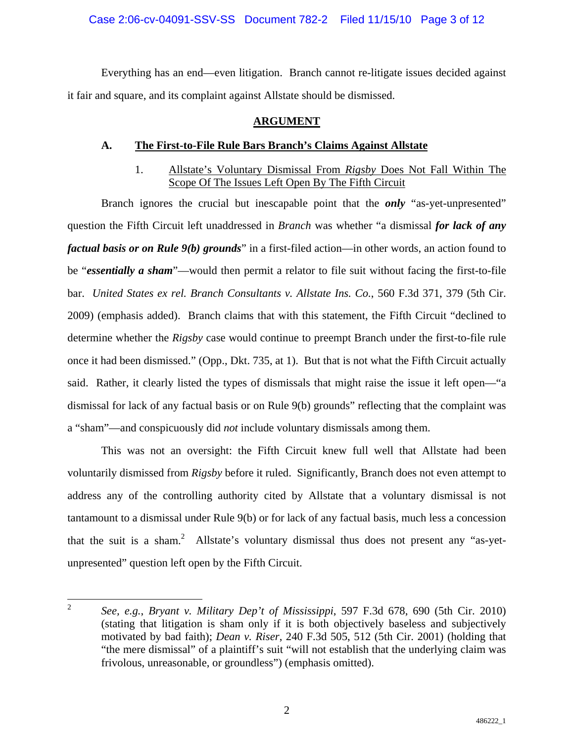Everything has an end—even litigation. Branch cannot re-litigate issues decided against it fair and square, and its complaint against Allstate should be dismissed.

## ARGUMENT

### A. The First-to-File Rule Bars Branch's Claims Against Allstate

#### 1. Allstate's Voluntary Dismissal From *Rigsby* Does Not Fall Within The Scope Of The Issues Left Open By The Fifth Circuit

Branch ignores the crucial but inescapable point that the ***only*** "as-yet-unpresented" question the Fifth Circuit left unaddressed in *Branch* was whether "a dismissal ***for lack of any factual basis or on Rule 9(b) grounds***" in a first-filed action—in other words, an action found to be "***essentially a sham***"—would then permit a relator to file suit without facing the first-to-file bar. *United States ex rel. Branch Consultants v. Allstate Ins. Co.*, 560 F.3d 371, 379 (5th Cir. 2009) (emphasis added). Branch claims that with this statement, the Fifth Circuit "declined to determine whether the *Rigsby* case would continue to preempt Branch under the first-to-file rule once it had been dismissed." (Opp., Dkt. 735, at 1). But that is not what the Fifth Circuit actually said. Rather, it clearly listed the types of dismissals that might raise the issue it left open—"a dismissal for lack of any factual basis or on Rule 9(b) grounds" reflecting that the complaint was a "sham"—and conspicuously did *not* include voluntary dismissals among them.

This was not an oversight: the Fifth Circuit knew full well that Allstate had been voluntarily dismissed from *Rigsby* before it ruled. Significantly, Branch does not even attempt to address any of the controlling authority cited by Allstate that a voluntary dismissal is not tantamount to a dismissal under Rule 9(b) or for lack of any factual basis, much less a concession that the suit is a sham.[2] Allstate's voluntary dismissal thus does not present any "as-yet-unpresented" question left open by the Fifth Circuit.

---

[2] *See, e.g.*, *Bryant v. Military Dep't of Mississippi*, 597 F.3d 678, 690 (5th Cir. 2010) (stating that litigation is sham only if it is both objectively baseless and subjectively motivated by bad faith); *Dean v. Riser*, 240 F.3d 505, 512 (5th Cir. 2001) (holding that "the mere dismissal" of a plaintiff's suit "will not establish that the underlying claim was frivolous, unreasonable, or groundless") (emphasis omitted).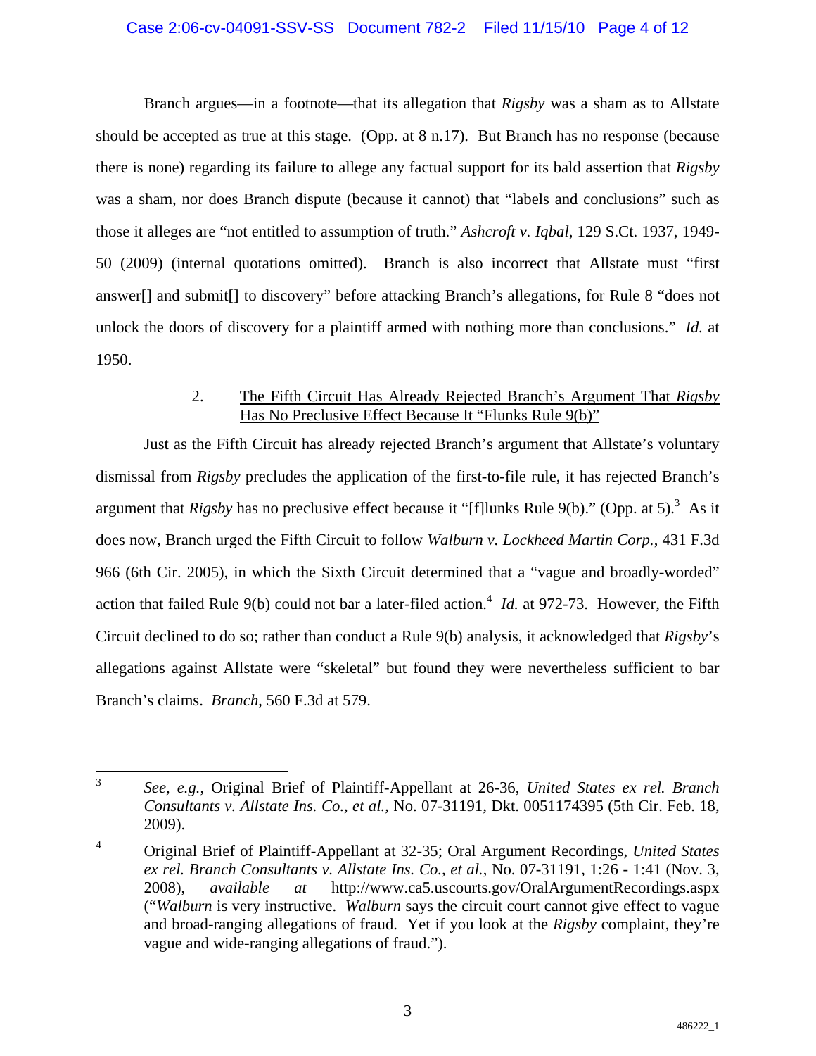Branch argues—in a footnote—that its allegation that *Rigsby* was a sham as to Allstate should be accepted as true at this stage. (Opp. at 8 n.17). But Branch has no response (because there is none) regarding its failure to allege any factual support for its bald assertion that *Rigsby* was a sham, nor does Branch dispute (because it cannot) that "labels and conclusions" such as those it alleges are "not entitled to assumption of truth." *Ashcroft v. Iqbal*, 129 S.Ct. 1937, 1949-50 (2009) (internal quotations omitted). Branch is also incorrect that Allstate must "first answer[] and submit[] to discovery" before attacking Branch's allegations, for Rule 8 "does not unlock the doors of discovery for a plaintiff armed with nothing more than conclusions." *Id.* at 1950.

### 2. <u>The Fifth Circuit Has Already Rejected Branch's Argument That *Rigsby* Has No Preclusive Effect Because It "Flunks Rule 9(b)"</u>

Just as the Fifth Circuit has already rejected Branch's argument that Allstate's voluntary dismissal from *Rigsby* precludes the application of the first-to-file rule, it has rejected Branch's argument that *Rigsby* has no preclusive effect because it "[f]lunks Rule 9(b)." (Opp. at 5).[3] As it does now, Branch urged the Fifth Circuit to follow *Walburn v. Lockheed Martin Corp.*, 431 F.3d 966 (6th Cir. 2005), in which the Sixth Circuit determined that a "vague and broadly-worded" action that failed Rule 9(b) could not bar a later-filed action.[4] *Id.* at 972-73. However, the Fifth Circuit declined to do so; rather than conduct a Rule 9(b) analysis, it acknowledged that *Rigsby*'s allegations against Allstate were "skeletal" but found they were nevertheless sufficient to bar Branch's claims. *Branch*, 560 F.3d at 579.

---

[3] *See, e.g.*, Original Brief of Plaintiff-Appellant at 26-36, *United States ex rel. Branch Consultants v. Allstate Ins. Co., et al.*, No. 07-31191, Dkt. 0051174395 (5th Cir. Feb. 18, 2009).

[4] Original Brief of Plaintiff-Appellant at 32-35; Oral Argument Recordings, *United States ex rel. Branch Consultants v. Allstate Ins. Co., et al.*, No. 07-31191, 1:26 - 1:41 (Nov. 3, 2008), *available at* http://www.ca5.uscourts.gov/OralArgumentRecordings.aspx ("*Walburn* is very instructive. *Walburn* says the circuit court cannot give effect to vague and broad-ranging allegations of fraud. Yet if you look at the *Rigsby* complaint, they're vague and wide-ranging allegations of fraud.").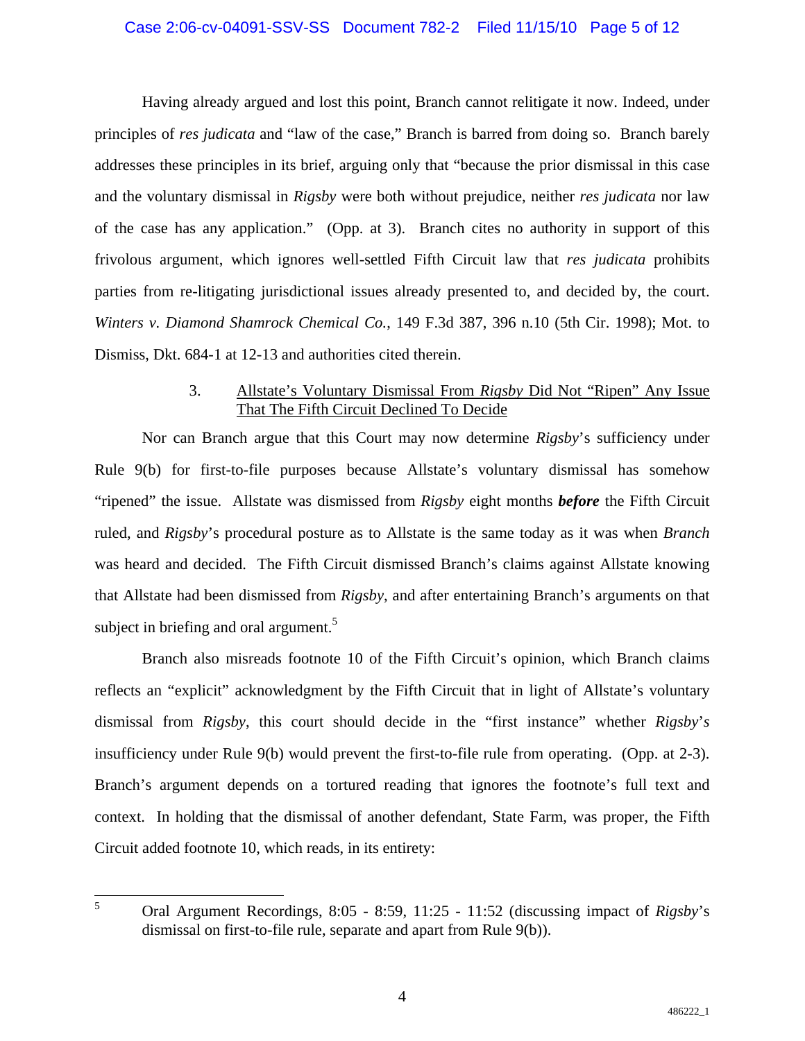Having already argued and lost this point, Branch cannot relitigate it now. Indeed, under principles of *res judicata* and "law of the case," Branch is barred from doing so. Branch barely addresses these principles in its brief, arguing only that "because the prior dismissal in this case and the voluntary dismissal in *Rigsby* were both without prejudice, neither *res judicata* nor law of the case has any application." (Opp. at 3). Branch cites no authority in support of this frivolous argument, which ignores well-settled Fifth Circuit law that *res judicata* prohibits parties from re-litigating jurisdictional issues already presented to, and decided by, the court. *Winters v. Diamond Shamrock Chemical Co.*, 149 F.3d 387, 396 n.10 (5th Cir. 1998); Mot. to Dismiss, Dkt. 684-1 at 12-13 and authorities cited therein.

### 3. Allstate's Voluntary Dismissal From *Rigsby* Did Not "Ripen" Any Issue That The Fifth Circuit Declined To Decide

Nor can Branch argue that this Court may now determine *Rigsby*'s sufficiency under Rule 9(b) for first-to-file purposes because Allstate's voluntary dismissal has somehow "ripened" the issue. Allstate was dismissed from *Rigsby* eight months ***before*** the Fifth Circuit ruled, and *Rigsby*'s procedural posture as to Allstate is the same today as it was when *Branch* was heard and decided. The Fifth Circuit dismissed Branch's claims against Allstate knowing that Allstate had been dismissed from *Rigsby*, and after entertaining Branch's arguments on that subject in briefing and oral argument.[5]

Branch also misreads footnote 10 of the Fifth Circuit's opinion, which Branch claims reflects an "explicit" acknowledgment by the Fifth Circuit that in light of Allstate's voluntary dismissal from *Rigsby*, this court should decide in the "first instance" whether *Rigsby*'s insufficiency under Rule 9(b) would prevent the first-to-file rule from operating. (Opp. at 2-3). Branch's argument depends on a tortured reading that ignores the footnote's full text and context. In holding that the dismissal of another defendant, State Farm, was proper, the Fifth Circuit added footnote 10, which reads, in its entirety:

---

[5] Oral Argument Recordings, 8:05 - 8:59, 11:25 - 11:52 (discussing impact of *Rigsby*'s dismissal on first-to-file rule, separate and apart from Rule 9(b)).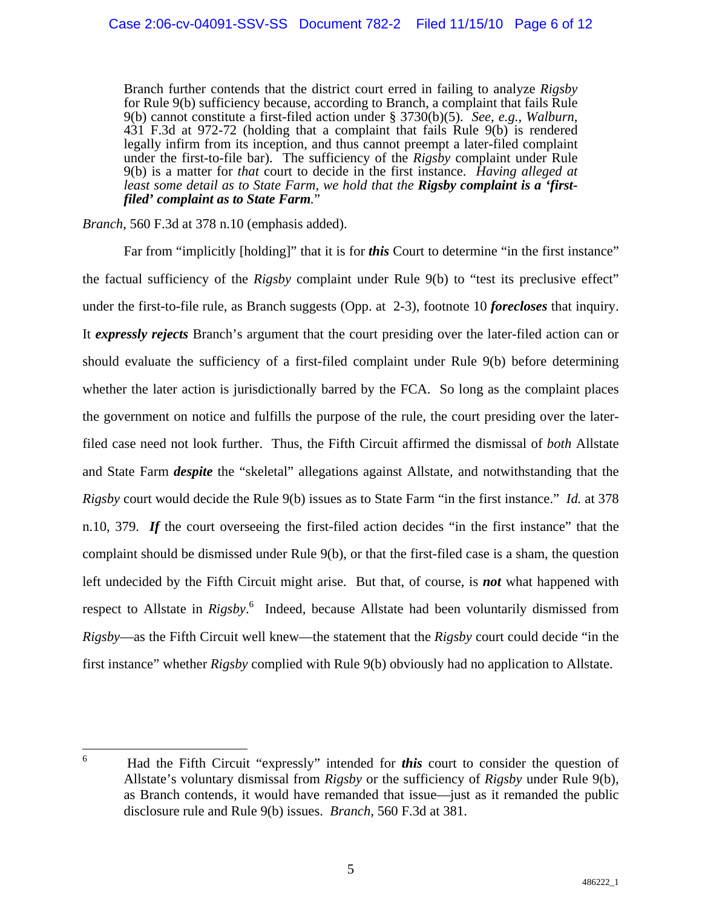> Branch further contends that the district court erred in failing to analyze *Rigsby* for Rule 9(b) sufficiency because, according to Branch, a complaint that fails Rule 9(b) cannot constitute a first-filed action under § 3730(b)(5). *See, e.g.*, *Walburn*, 431 F.3d at 972-72 (holding that a complaint that fails Rule 9(b) is rendered legally infirm from its inception, and thus cannot preempt a later-filed complaint under the first-to-file bar). The sufficiency of the *Rigsby* complaint under Rule 9(b) is a matter for *that* court to decide in the first instance. *Having alleged at least some detail as to State Farm, we hold that the* ***Rigsby complaint is a 'first-filed' complaint as to State Farm****.*"

*Branch*, 560 F.3d at 378 n.10 (emphasis added).

Far from "implicitly [holding]" that it is for ***this*** Court to determine "in the first instance" the factual sufficiency of the *Rigsby* complaint under Rule 9(b) to "test its preclusive effect" under the first-to-file rule, as Branch suggests (Opp. at 2-3), footnote 10 ***forecloses*** that inquiry. It ***expressly rejects*** Branch's argument that the court presiding over the later-filed action can or should evaluate the sufficiency of a first-filed complaint under Rule 9(b) before determining whether the later action is jurisdictionally barred by the FCA. So long as the complaint places the government on notice and fulfills the purpose of the rule, the court presiding over the later-filed case need not look further. Thus, the Fifth Circuit affirmed the dismissal of *both* Allstate and State Farm ***despite*** the "skeletal" allegations against Allstate, and notwithstanding that the *Rigsby* court would decide the Rule 9(b) issues as to State Farm "in the first instance." *Id.* at 378 n.10, 379. ***If*** the court overseeing the first-filed action decides "in the first instance" that the complaint should be dismissed under Rule 9(b), or that the first-filed case is a sham, the question left undecided by the Fifth Circuit might arise. But that, of course, is ***not*** what happened with respect to Allstate in *Rigsby*.[6] Indeed, because Allstate had been voluntarily dismissed from *Rigsby*—as the Fifth Circuit well knew—the statement that the *Rigsby* court could decide "in the first instance" whether *Rigsby* complied with Rule 9(b) obviously had no application to Allstate.

---

[6] Had the Fifth Circuit "expressly" intended for ***this*** court to consider the question of Allstate's voluntary dismissal from *Rigsby* or the sufficiency of *Rigsby* under Rule 9(b), as Branch contends, it would have remanded that issue—just as it remanded the public disclosure rule and Rule 9(b) issues. *Branch*, 560 F.3d at 381.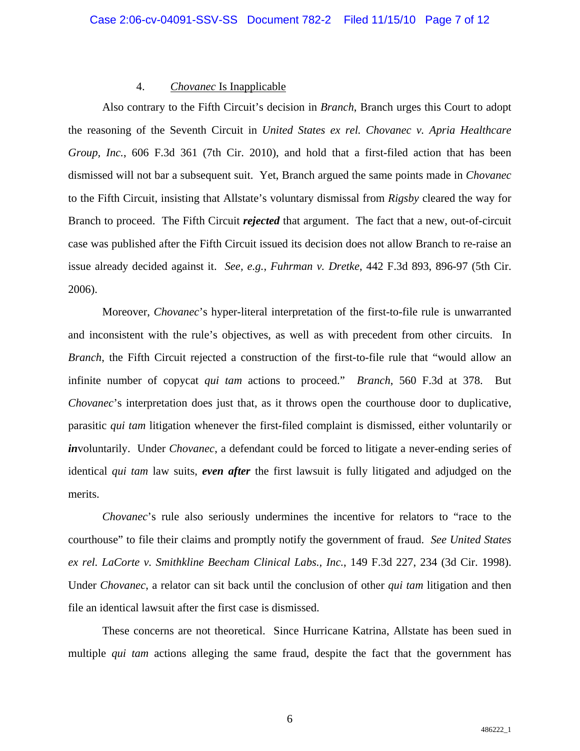#### 4. *Chovanec* Is Inapplicable

Also contrary to the Fifth Circuit's decision in *Branch*, Branch urges this Court to adopt the reasoning of the Seventh Circuit in *United States ex rel. Chovanec v. Apria Healthcare Group, Inc.*, 606 F.3d 361 (7th Cir. 2010), and hold that a first-filed action that has been dismissed will not bar a subsequent suit. Yet, Branch argued the same points made in *Chovanec* to the Fifth Circuit, insisting that Allstate's voluntary dismissal from *Rigsby* cleared the way for Branch to proceed. The Fifth Circuit ***rejected*** that argument. The fact that a new, out-of-circuit case was published after the Fifth Circuit issued its decision does not allow Branch to re-raise an issue already decided against it. *See, e.g.*, *Fuhrman v. Dretke*, 442 F.3d 893, 896-97 (5th Cir. 2006).

Moreover, *Chovanec*'s hyper-literal interpretation of the first-to-file rule is unwarranted and inconsistent with the rule's objectives, as well as with precedent from other circuits. In *Branch*, the Fifth Circuit rejected a construction of the first-to-file rule that "would allow an infinite number of copycat *qui tam* actions to proceed." *Branch*, 560 F.3d at 378. But *Chovanec*'s interpretation does just that, as it throws open the courthouse door to duplicative, parasitic *qui tam* litigation whenever the first-filed complaint is dismissed, either voluntarily or ***in***voluntarily. Under *Chovanec*, a defendant could be forced to litigate a never-ending series of identical *qui tam* law suits, ***even after*** the first lawsuit is fully litigated and adjudged on the merits.

*Chovanec*'s rule also seriously undermines the incentive for relators to "race to the courthouse" to file their claims and promptly notify the government of fraud. *See United States ex rel. LaCorte v. Smithkline Beecham Clinical Labs., Inc.*, 149 F.3d 227, 234 (3d Cir. 1998). Under *Chovanec*, a relator can sit back until the conclusion of other *qui tam* litigation and then file an identical lawsuit after the first case is dismissed.

These concerns are not theoretical. Since Hurricane Katrina, Allstate has been sued in multiple *qui tam* actions alleging the same fraud, despite the fact that the government has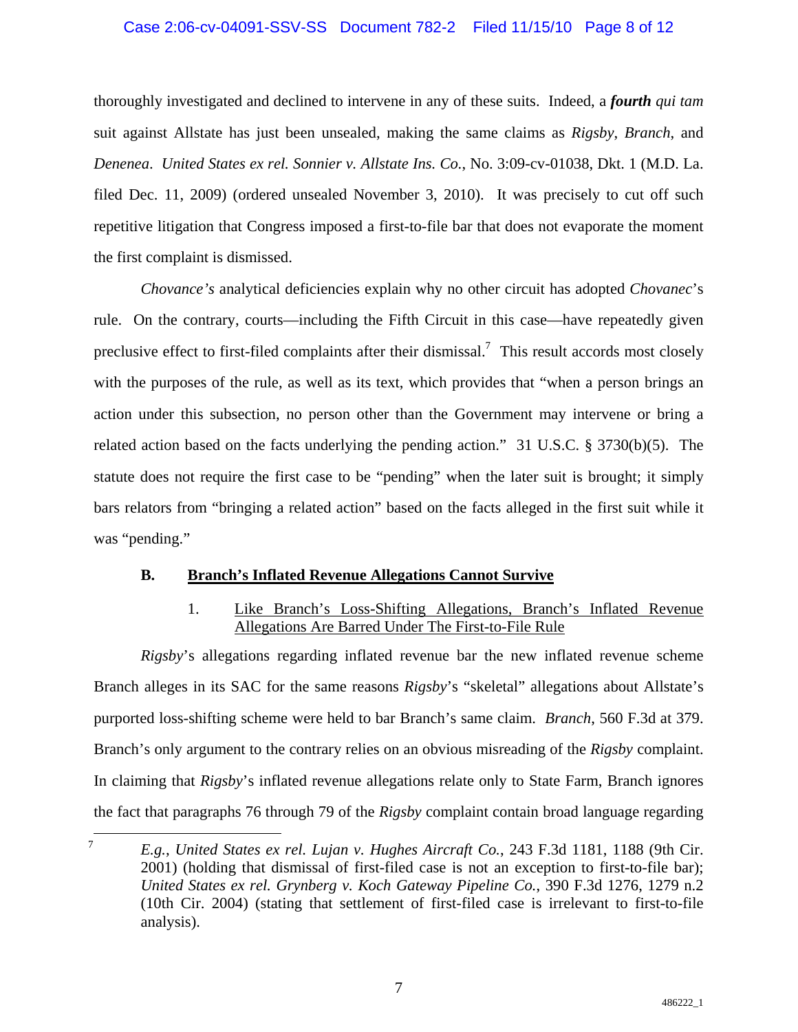thoroughly investigated and declined to intervene in any of these suits. Indeed, a ***fourth*** *qui tam* suit against Allstate has just been unsealed, making the same claims as *Rigsby*, *Branch*, and *Denenea*. *United States ex rel. Sonnier v. Allstate Ins. Co.*, No. 3:09-cv-01038, Dkt. 1 (M.D. La. filed Dec. 11, 2009) (ordered unsealed November 3, 2010). It was precisely to cut off such repetitive litigation that Congress imposed a first-to-file bar that does not evaporate the moment the first complaint is dismissed.

*Chovance's* analytical deficiencies explain why no other circuit has adopted *Chovanec*'s rule. On the contrary, courts—including the Fifth Circuit in this case—have repeatedly given preclusive effect to first-filed complaints after their dismissal.[7] This result accords most closely with the purposes of the rule, as well as its text, which provides that "when a person brings an action under this subsection, no person other than the Government may intervene or bring a related action based on the facts underlying the pending action." 31 U.S.C. § 3730(b)(5). The statute does not require the first case to be "pending" when the later suit is brought; it simply bars relators from "bringing a related action" based on the facts alleged in the first suit while it was "pending."

### B. Branch's Inflated Revenue Allegations Cannot Survive

#### 1. Like Branch's Loss-Shifting Allegations, Branch's Inflated Revenue Allegations Are Barred Under The First-to-File Rule

*Rigsby*'s allegations regarding inflated revenue bar the new inflated revenue scheme Branch alleges in its SAC for the same reasons *Rigsby*'s "skeletal" allegations about Allstate's purported loss-shifting scheme were held to bar Branch's same claim. *Branch*, 560 F.3d at 379. Branch's only argument to the contrary relies on an obvious misreading of the *Rigsby* complaint. In claiming that *Rigsby*'s inflated revenue allegations relate only to State Farm, Branch ignores the fact that paragraphs 76 through 79 of the *Rigsby* complaint contain broad language regarding

---

[7] *E.g.*, *United States ex rel. Lujan v. Hughes Aircraft Co.*, 243 F.3d 1181, 1188 (9th Cir. 2001) (holding that dismissal of first-filed case is not an exception to first-to-file bar); *United States ex rel. Grynberg v. Koch Gateway Pipeline Co.*, 390 F.3d 1276, 1279 n.2 (10th Cir. 2004) (stating that settlement of first-filed case is irrelevant to first-to-file analysis).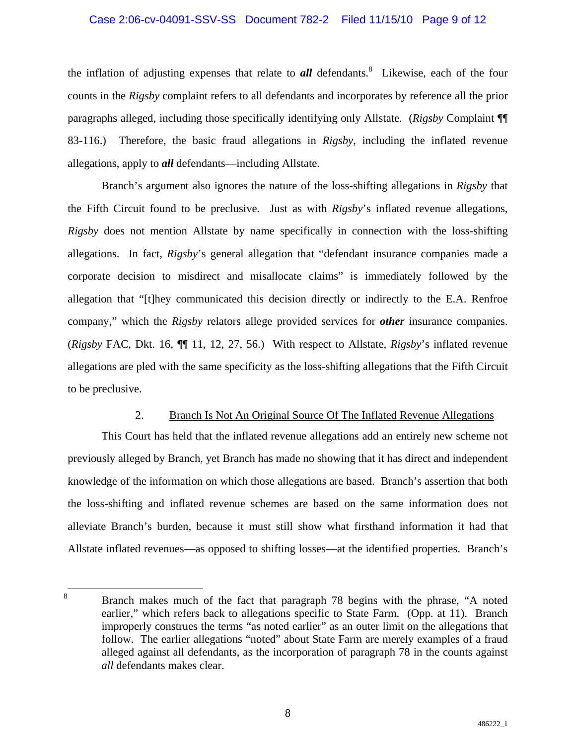the inflation of adjusting expenses that relate to ***all*** defendants.[8] Likewise, each of the four counts in the *Rigsby* complaint refers to all defendants and incorporates by reference all the prior paragraphs alleged, including those specifically identifying only Allstate. (*Rigsby* Complaint ¶¶ 83-116.) Therefore, the basic fraud allegations in *Rigsby*, including the inflated revenue allegations, apply to ***all*** defendants—including Allstate.

Branch's argument also ignores the nature of the loss-shifting allegations in *Rigsby* that the Fifth Circuit found to be preclusive. Just as with *Rigsby*'s inflated revenue allegations, *Rigsby* does not mention Allstate by name specifically in connection with the loss-shifting allegations. In fact, *Rigsby*'s general allegation that "defendant insurance companies made a corporate decision to misdirect and misallocate claims" is immediately followed by the allegation that "[t]hey communicated this decision directly or indirectly to the E.A. Renfroe company," which the *Rigsby* relators allege provided services for ***other*** insurance companies. (*Rigsby* FAC, Dkt. 16, ¶¶ 11, 12, 27, 56.) With respect to Allstate, *Rigsby*'s inflated revenue allegations are pled with the same specificity as the loss-shifting allegations that the Fifth Circuit to be preclusive.

2. Branch Is Not An Original Source Of The Inflated Revenue Allegations

This Court has held that the inflated revenue allegations add an entirely new scheme not previously alleged by Branch, yet Branch has made no showing that it has direct and independent knowledge of the information on which those allegations are based. Branch's assertion that both the loss-shifting and inflated revenue schemes are based on the same information does not alleviate Branch's burden, because it must still show what firsthand information it had that Allstate inflated revenues—as opposed to shifting losses—at the identified properties. Branch's

[8] Branch makes much of the fact that paragraph 78 begins with the phrase, "A noted earlier," which refers back to allegations specific to State Farm. (Opp. at 11). Branch improperly construes the terms "as noted earlier" as an outer limit on the allegations that follow. The earlier allegations "noted" about State Farm are merely examples of a fraud alleged against all defendants, as the incorporation of paragraph 78 in the counts against *all* defendants makes clear.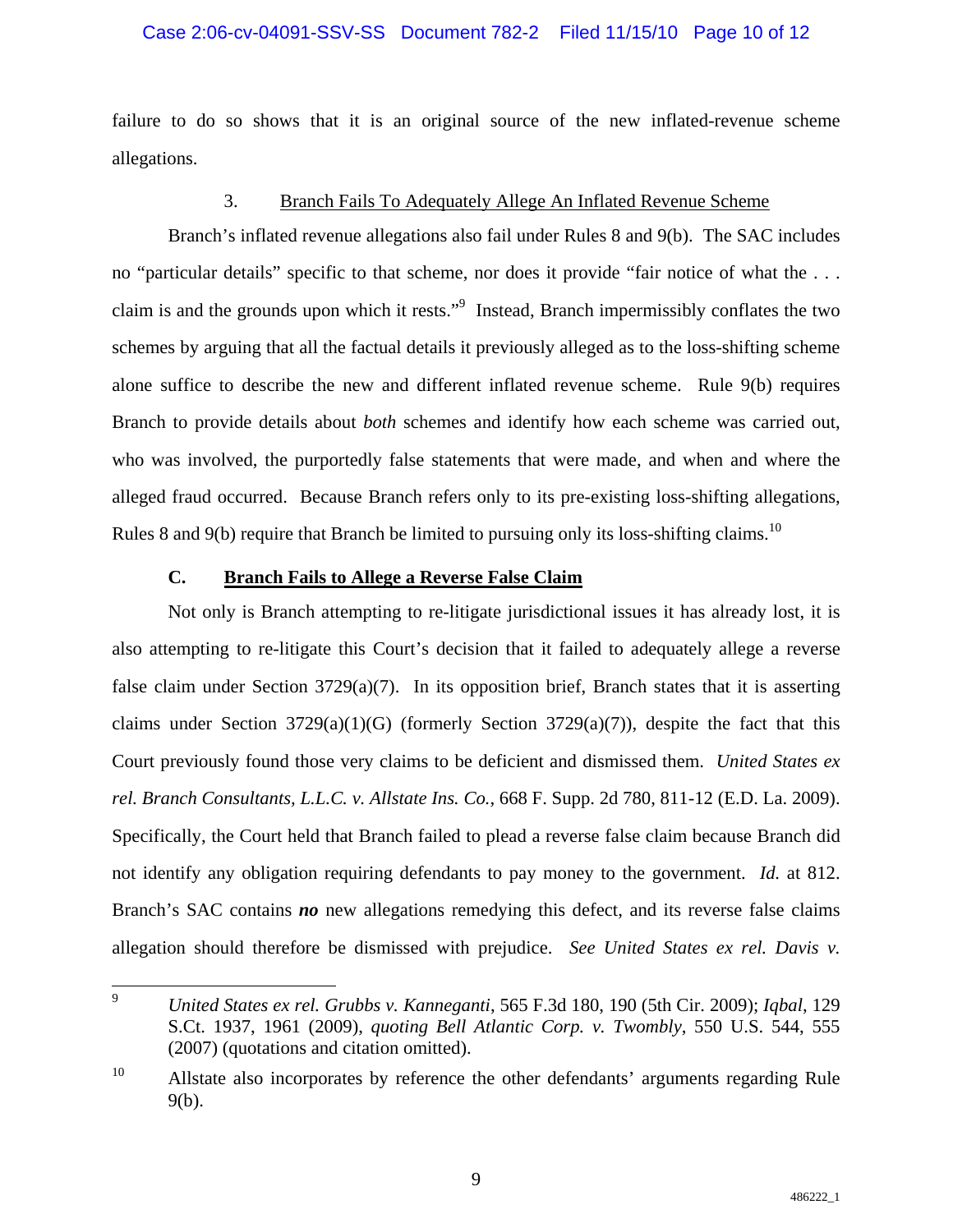failure to do so shows that it is an original source of the new inflated-revenue scheme allegations.

### 3. Branch Fails To Adequately Allege An Inflated Revenue Scheme

Branch's inflated revenue allegations also fail under Rules 8 and 9(b). The SAC includes no "particular details" specific to that scheme, nor does it provide "fair notice of what the . . . claim is and the grounds upon which it rests."[9] Instead, Branch impermissibly conflates the two schemes by arguing that all the factual details it previously alleged as to the loss-shifting scheme alone suffice to describe the new and different inflated revenue scheme. Rule 9(b) requires Branch to provide details about *both* schemes and identify how each scheme was carried out, who was involved, the purportedly false statements that were made, and when and where the alleged fraud occurred. Because Branch refers only to its pre-existing loss-shifting allegations, Rules 8 and 9(b) require that Branch be limited to pursuing only its loss-shifting claims.[10]

## C. Branch Fails to Allege a Reverse False Claim

Not only is Branch attempting to re-litigate jurisdictional issues it has already lost, it is also attempting to re-litigate this Court's decision that it failed to adequately allege a reverse false claim under Section 3729(a)(7). In its opposition brief, Branch states that it is asserting claims under Section 3729(a)(1)(G) (formerly Section 3729(a)(7)), despite the fact that this Court previously found those very claims to be deficient and dismissed them. *United States ex rel. Branch Consultants, L.L.C. v. Allstate Ins. Co.*, 668 F. Supp. 2d 780, 811-12 (E.D. La. 2009). Specifically, the Court held that Branch failed to plead a reverse false claim because Branch did not identify any obligation requiring defendants to pay money to the government. *Id.* at 812. Branch's SAC contains ***no*** new allegations remedying this defect, and its reverse false claims allegation should therefore be dismissed with prejudice. *See United States ex rel. Davis v.*

---

[9] *United States ex rel. Grubbs v. Kanneganti*, 565 F.3d 180, 190 (5th Cir. 2009); *Iqbal*, 129 S.Ct. 1937, 1961 (2009), *quoting Bell Atlantic Corp. v. Twombly*, 550 U.S. 544, 555 (2007) (quotations and citation omitted).

[10] Allstate also incorporates by reference the other defendants' arguments regarding Rule 9(b).

486222_1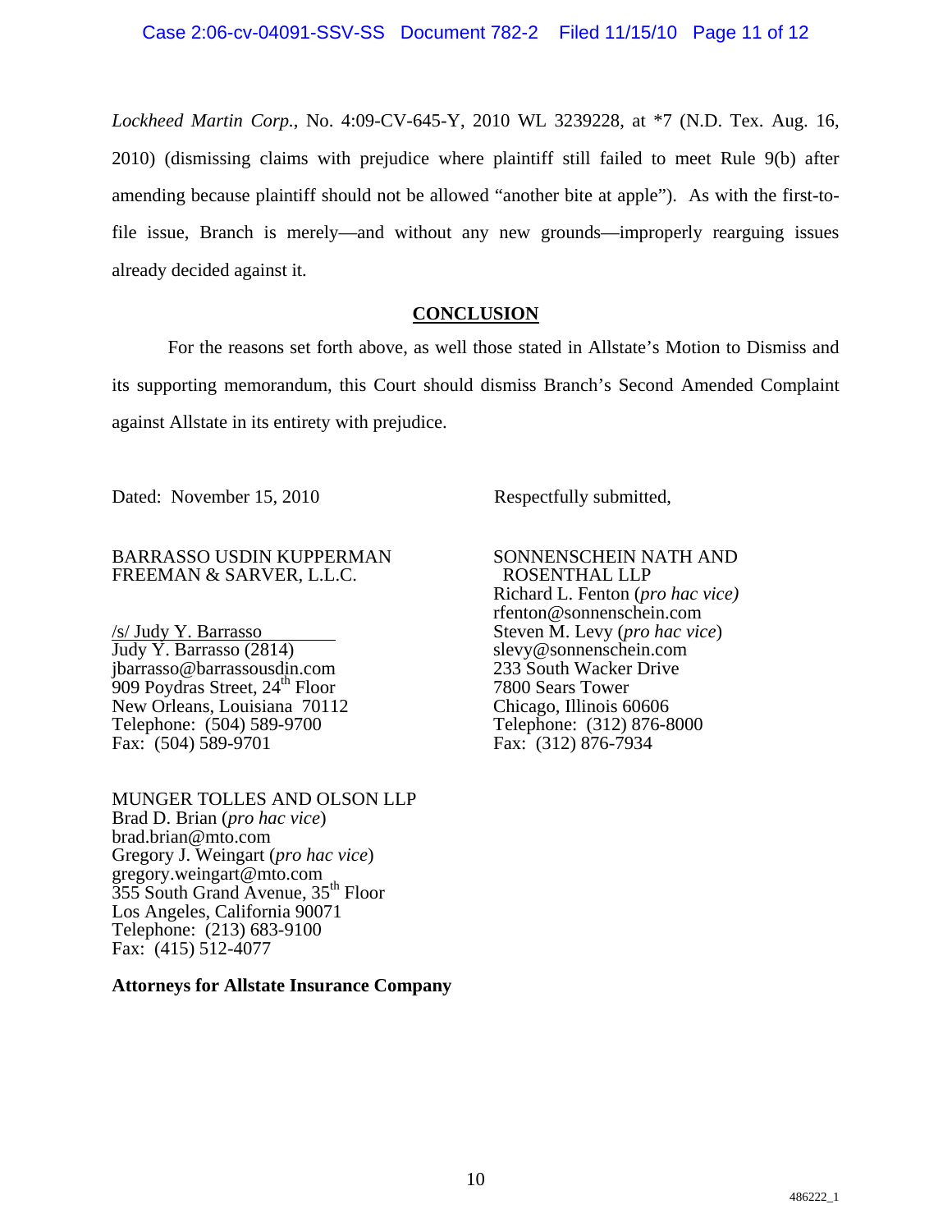*Lockheed Martin Corp.*, No. 4:09-CV-645-Y, 2010 WL 3239228, at *7 (N.D. Tex. Aug. 16, 2010) (dismissing claims with prejudice where plaintiff still failed to meet Rule 9(b) after amending because plaintiff should not be allowed "another bite at apple"). As with the first-to-file issue, Branch is merely—and without any new grounds—improperly rearguing issues already decided against it.

## CONCLUSION

For the reasons set forth above, as well those stated in Allstate's Motion to Dismiss and its supporting memorandum, this Court should dismiss Branch's Second Amended Complaint against Allstate in its entirety with prejudice.

Dated: November 15, 2010

Respectfully submitted,

BARRASSO USDIN KUPPERMAN
FREEMAN & SARVER, L.L.C.

/s/ Judy Y. Barrasso
Judy Y. Barrasso (2814)
jbarrasso@barrassousdin.com
909 Poydras Street, 24th Floor
New Orleans, Louisiana 70112
Telephone: (504) 589-9700
Fax: (504) 589-9701

SONNENSCHEIN NATH AND
ROSENTHAL LLP
Richard L. Fenton (*pro hac vice)*
rfenton@sonnenschein.com
Steven M. Levy (*pro hac vice*)
slevy@sonnenschein.com
233 South Wacker Drive
7800 Sears Tower
Chicago, Illinois 60606
Telephone: (312) 876-8000
Fax: (312) 876-7934

MUNGER TOLLES AND OLSON LLP
Brad D. Brian (*pro hac vice*)
brad.brian@mto.com
Gregory J. Weingart (*pro hac vice*)
gregory.weingart@mto.com
355 South Grand Avenue, 35th Floor
Los Angeles, California 90071
Telephone: (213) 683-9100
Fax: (415) 512-4077

**Attorneys for Allstate Insurance Company**

486222_1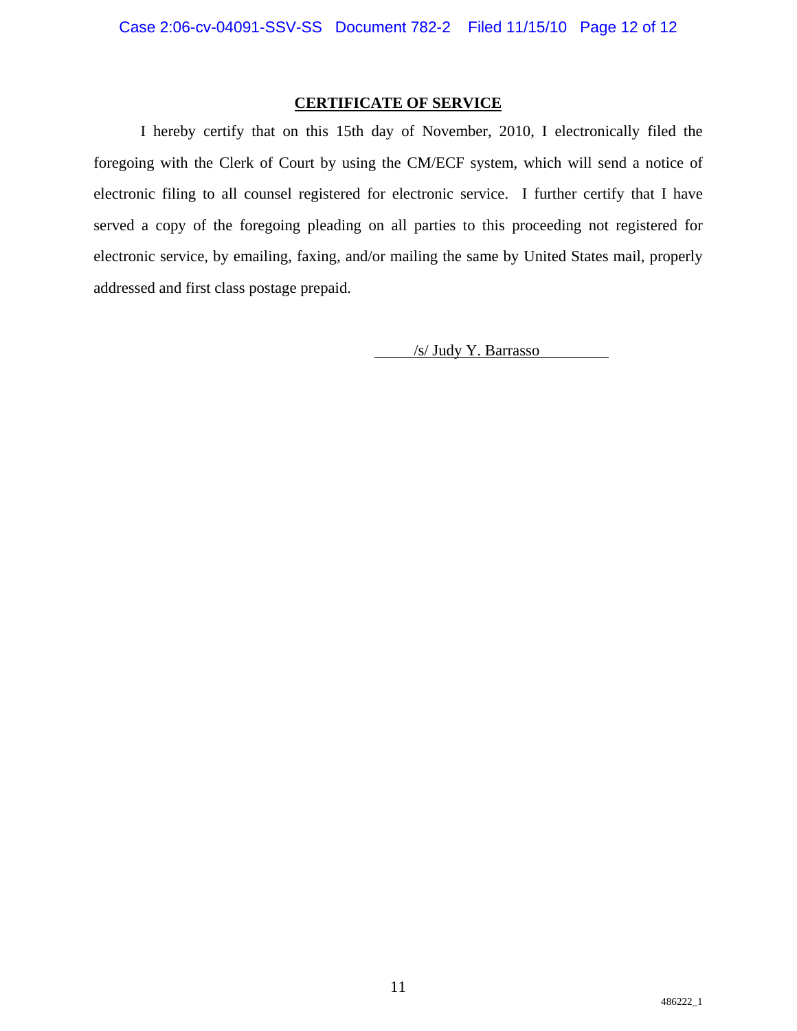## CERTIFICATE OF SERVICE

I hereby certify that on this 15th day of November, 2010, I electronically filed the foregoing with the Clerk of Court by using the CM/ECF system, which will send a notice of electronic filing to all counsel registered for electronic service. I further certify that I have served a copy of the foregoing pleading on all parties to this proceeding not registered for electronic service, by emailing, faxing, and/or mailing the same by United States mail, properly addressed and first class postage prepaid.

/s/ Judy Y. Barrasso

486222_1